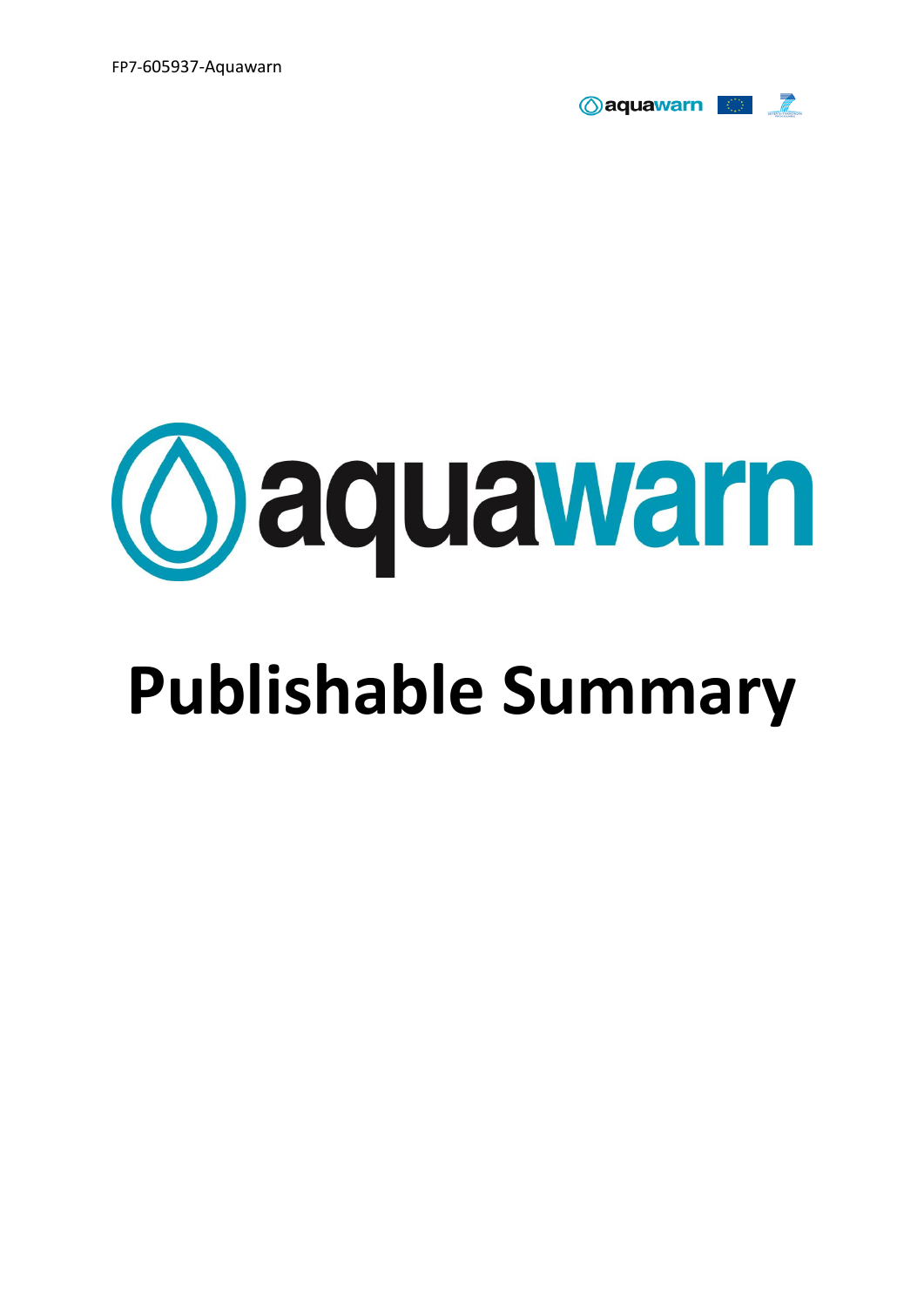# aquawarn

# Publishable Summary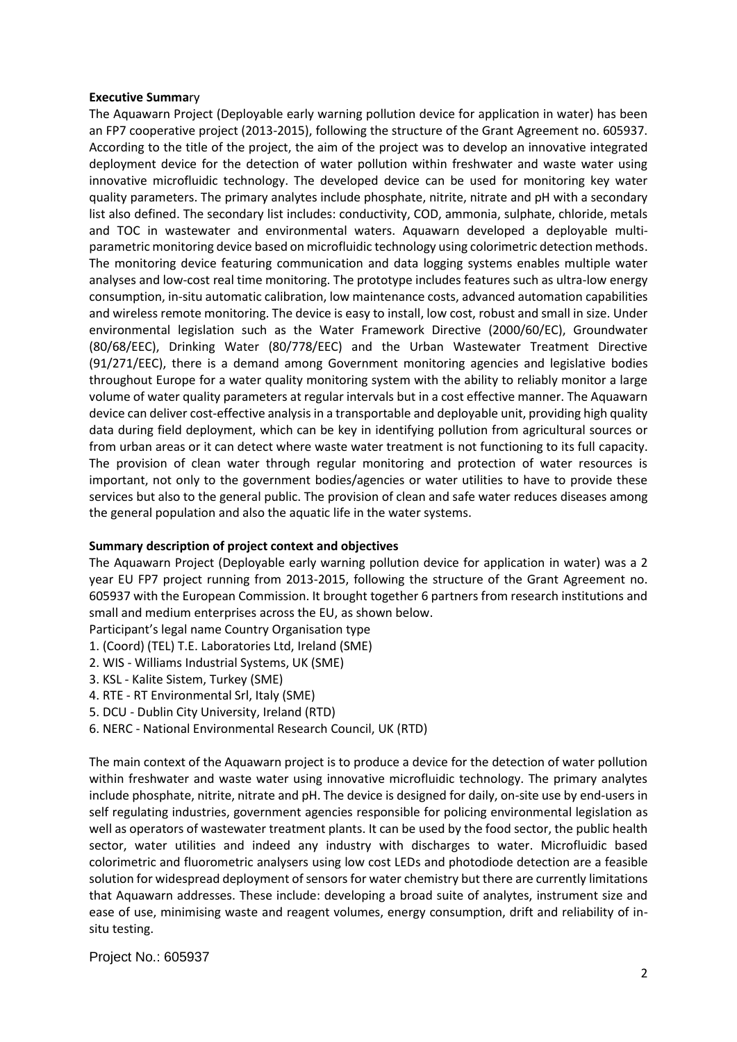**Executive Summary**

The Aquawarn Project (Deployable early warning pollution device for application in water) has been an FP7 cooperative project (2013-2015), following the structure of the Grant Agreement no. 605937. According to the title of the project, the aim of the project was to develop an innovative integrated deployment device for the detection of water pollution within freshwater and waste water using innovative microfluidic technology. The developed device can be used for monitoring key water quality parameters. The primary analytes include phosphate, nitrite, nitrate and pH with a secondary list also defined. The secondary list includes: conductivity, COD, ammonia, sulphate, chloride, metals and TOC in wastewater and environmental waters. Aquawarn developed a deployable multi-parametric monitoring device based on microfluidic technology using colorimetric detection methods. The monitoring device featuring communication and data logging systems enables multiple water analyses and low-cost real time monitoring. The prototype includes features such as ultra-low energy consumption, in-situ automatic calibration, low maintenance costs, advanced automation capabilities and wireless remote monitoring. The device is easy to install, low cost, robust and small in size. Under environmental legislation such as the Water Framework Directive (2000/60/EC), Groundwater (80/68/EEC), Drinking Water (80/778/EEC) and the Urban Wastewater Treatment Directive (91/271/EEC), there is a demand among Government monitoring agencies and legislative bodies throughout Europe for a water quality monitoring system with the ability to reliably monitor a large volume of water quality parameters at regular intervals but in a cost effective manner. The Aquawarn device can deliver cost-effective analysis in a transportable and deployable unit, providing high quality data during field deployment, which can be key in identifying pollution from agricultural sources or from urban areas or it can detect where waste water treatment is not functioning to its full capacity. The provision of clean water through regular monitoring and protection of water resources is important, not only to the government bodies/agencies or water utilities to have to provide these services but also to the general public. The provision of clean and safe water reduces diseases among the general population and also the aquatic life in the water systems.

**Summary description of project context and objectives**

The Aquawarn Project (Deployable early warning pollution device for application in water) was a 2 year EU FP7 project running from 2013-2015, following the structure of the Grant Agreement no. 605937 with the European Commission. It brought together 6 partners from research institutions and small and medium enterprises across the EU, as shown below.

Participant's legal name Country Organisation type

1. (Coord) (TEL) T.E. Laboratories Ltd, Ireland (SME)
2. WIS - Williams Industrial Systems, UK (SME)
3. KSL - Kalite Sistem, Turkey (SME)
4. RTE - RT Environmental Srl, Italy (SME)
5. DCU - Dublin City University, Ireland (RTD)
6. NERC - National Environmental Research Council, UK (RTD)

The main context of the Aquawarn project is to produce a device for the detection of water pollution within freshwater and waste water using innovative microfluidic technology. The primary analytes include phosphate, nitrite, nitrate and pH. The device is designed for daily, on-site use by end-users in self regulating industries, government agencies responsible for policing environmental legislation as well as operators of wastewater treatment plants. It can be used by the food sector, the public health sector, water utilities and indeed any industry with discharges to water. Microfluidic based colorimetric and fluorometric analysers using low cost LEDs and photodiode detection are a feasible solution for widespread deployment of sensors for water chemistry but there are currently limitations that Aquawarn addresses. These include: developing a broad suite of analytes, instrument size and ease of use, minimising waste and reagent volumes, energy consumption, drift and reliability of in-situ testing.

Project No.: 605937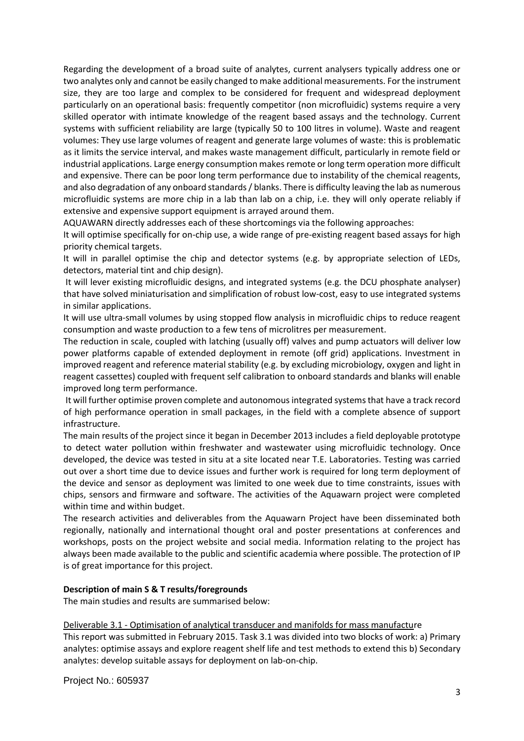Regarding the development of a broad suite of analytes, current analysers typically address one or two analytes only and cannot be easily changed to make additional measurements. For the instrument size, they are too large and complex to be considered for frequent and widespread deployment particularly on an operational basis: frequently competitor (non microfluidic) systems require a very skilled operator with intimate knowledge of the reagent based assays and the technology. Current systems with sufficient reliability are large (typically 50 to 100 litres in volume). Waste and reagent volumes: They use large volumes of reagent and generate large volumes of waste: this is problematic as it limits the service interval, and makes waste management difficult, particularly in remote field or industrial applications. Large energy consumption makes remote or long term operation more difficult and expensive. There can be poor long term performance due to instability of the chemical reagents, and also degradation of any onboard standards / blanks. There is difficulty leaving the lab as numerous microfluidic systems are more chip in a lab than lab on a chip, i.e. they will only operate reliably if extensive and expensive support equipment is arrayed around them.

AQUAWARN directly addresses each of these shortcomings via the following approaches:

It will optimise specifically for on-chip use, a wide range of pre-existing reagent based assays for high priority chemical targets.

It will in parallel optimise the chip and detector systems (e.g. by appropriate selection of LEDs, detectors, material tint and chip design).

It will lever existing microfluidic designs, and integrated systems (e.g. the DCU phosphate analyser) that have solved miniaturisation and simplification of robust low-cost, easy to use integrated systems in similar applications.

It will use ultra-small volumes by using stopped flow analysis in microfluidic chips to reduce reagent consumption and waste production to a few tens of microlitres per measurement.

The reduction in scale, coupled with latching (usually off) valves and pump actuators will deliver low power platforms capable of extended deployment in remote (off grid) applications. Investment in improved reagent and reference material stability (e.g. by excluding microbiology, oxygen and light in reagent cassettes) coupled with frequent self calibration to onboard standards and blanks will enable improved long term performance.

It will further optimise proven complete and autonomous integrated systems that have a track record of high performance operation in small packages, in the field with a complete absence of support infrastructure.

The main results of the project since it began in December 2013 includes a field deployable prototype to detect water pollution within freshwater and wastewater using microfluidic technology. Once developed, the device was tested in situ at a site located near T.E. Laboratories. Testing was carried out over a short time due to device issues and further work is required for long term deployment of the device and sensor as deployment was limited to one week due to time constraints, issues with chips, sensors and firmware and software. The activities of the Aquawarn project were completed within time and within budget.

The research activities and deliverables from the Aquawarn Project have been disseminated both regionally, nationally and international thought oral and poster presentations at conferences and workshops, posts on the project website and social media. Information relating to the project has always been made available to the public and scientific academia where possible. The protection of IP is of great importance for this project.

**Description of main S & T results/foregrounds**

The main studies and results are summarised below:

Deliverable 3.1 - Optimisation of analytical transducer and manifolds for mass manufacture

This report was submitted in February 2015. Task 3.1 was divided into two blocks of work: a) Primary analytes: optimise assays and explore reagent shelf life and test methods to extend this b) Secondary analytes: develop suitable assays for deployment on lab-on-chip.

Project No.: 605937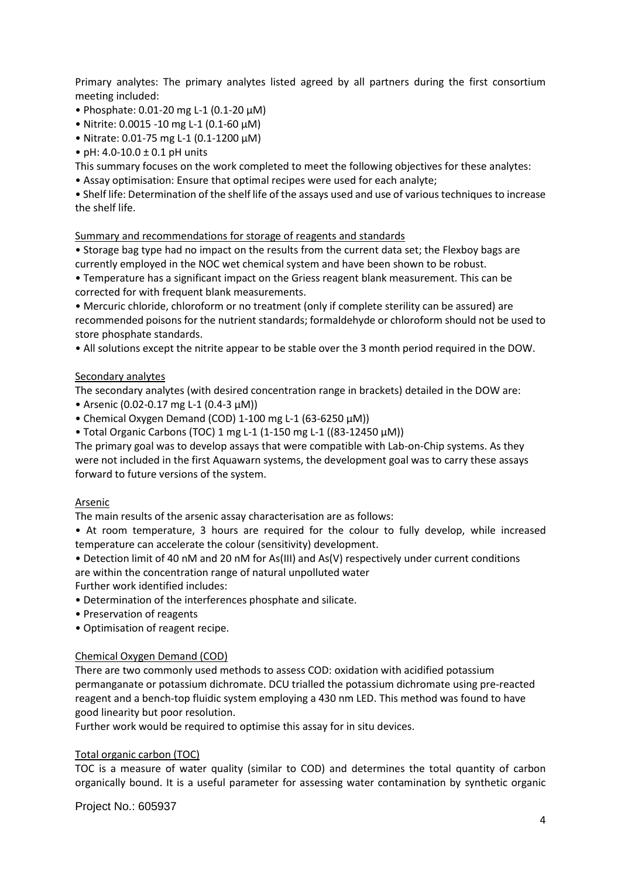Primary analytes: The primary analytes listed agreed by all partners during the first consortium meeting included:

- Phosphate: 0.01-20 mg L-1 (0.1-20 µM)
- Nitrite: 0.0015 -10 mg L-1 (0.1-60 µM)
- Nitrate: 0.01-75 mg L-1 (0.1-1200 µM)
- pH: 4.0-10.0 ± 0.1 pH units

This summary focuses on the work completed to meet the following objectives for these analytes:

- Assay optimisation: Ensure that optimal recipes were used for each analyte;
- Shelf life: Determination of the shelf life of the assays used and use of various techniques to increase the shelf life.

Summary and recommendations for storage of reagents and standards

- Storage bag type had no impact on the results from the current data set; the Flexboy bags are currently employed in the NOC wet chemical system and have been shown to be robust.
- Temperature has a significant impact on the Griess reagent blank measurement. This can be corrected for with frequent blank measurements.
- Mercuric chloride, chloroform or no treatment (only if complete sterility can be assured) are recommended poisons for the nutrient standards; formaldehyde or chloroform should not be used to store phosphate standards.
- All solutions except the nitrite appear to be stable over the 3 month period required in the DOW.

Secondary analytes

The secondary analytes (with desired concentration range in brackets) detailed in the DOW are:

- Arsenic (0.02-0.17 mg L-1 (0.4-3 µM))
- Chemical Oxygen Demand (COD) 1-100 mg L-1 (63-6250 µM))
- Total Organic Carbons (TOC) 1 mg L-1 (1-150 mg L-1 ((83-12450 µM))

The primary goal was to develop assays that were compatible with Lab-on-Chip systems. As they were not included in the first Aquawarn systems, the development goal was to carry these assays forward to future versions of the system.

Arsenic

The main results of the arsenic assay characterisation are as follows:

- At room temperature, 3 hours are required for the colour to fully develop, while increased temperature can accelerate the colour (sensitivity) development.
- Detection limit of 40 nM and 20 nM for As(III) and As(V) respectively under current conditions are within the concentration range of natural unpolluted water

Further work identified includes:

- Determination of the interferences phosphate and silicate.
- Preservation of reagents
- Optimisation of reagent recipe.

Chemical Oxygen Demand (COD)

There are two commonly used methods to assess COD: oxidation with acidified potassium permanganate or potassium dichromate. DCU trialled the potassium dichromate using pre-reacted reagent and a bench-top fluidic system employing a 430 nm LED. This method was found to have good linearity but poor resolution.

Further work would be required to optimise this assay for in situ devices.

Total organic carbon (TOC)

TOC is a measure of water quality (similar to COD) and determines the total quantity of carbon organically bound. It is a useful parameter for assessing water contamination by synthetic organic

Project No.: 605937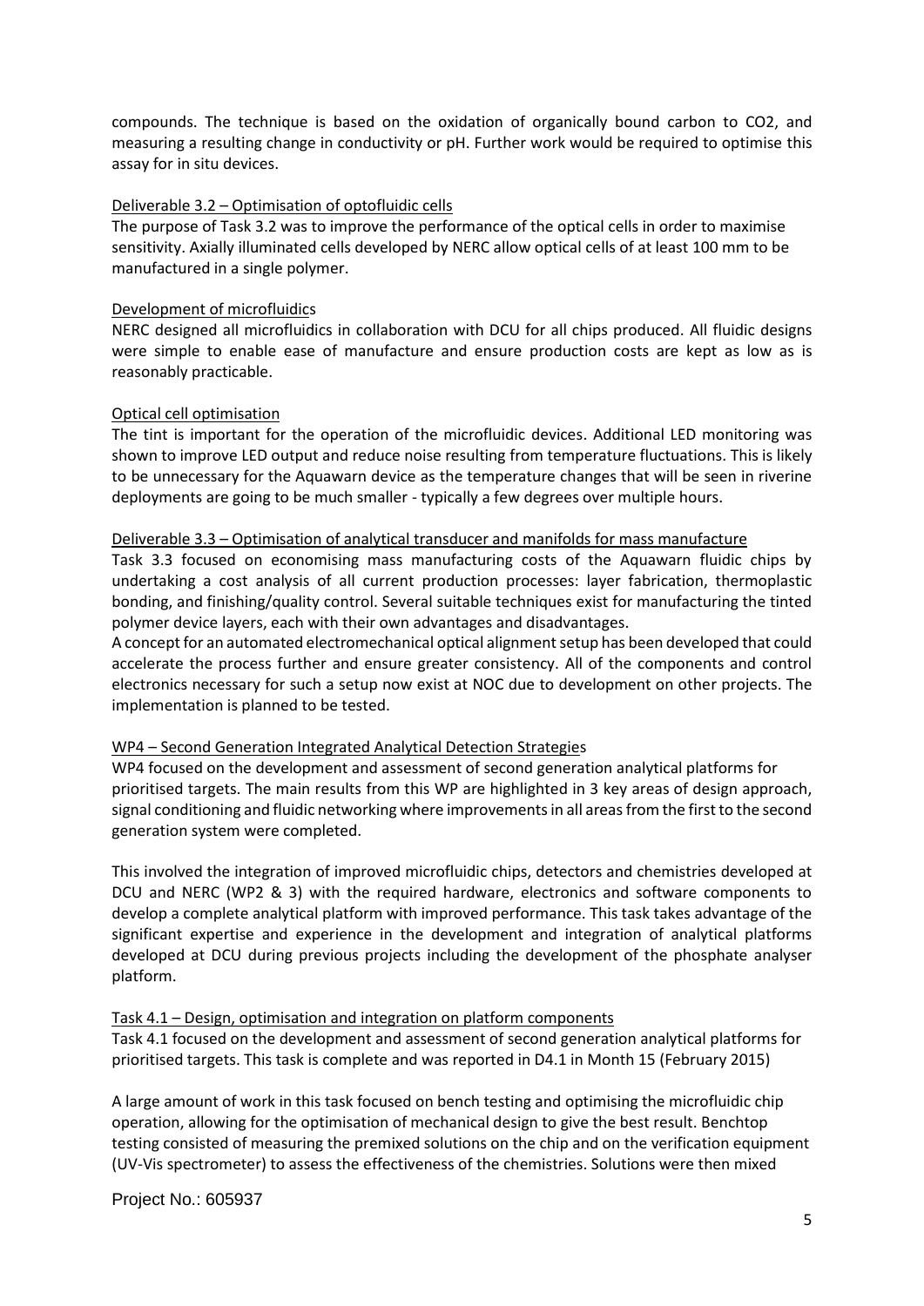compounds. The technique is based on the oxidation of organically bound carbon to $CO_2$, and measuring a resulting change in conductivity or pH. Further work would be required to optimise this assay for in situ devices.

Deliverable 3.2 – Optimisation of optofluidic cells

The purpose of Task 3.2 was to improve the performance of the optical cells in order to maximise sensitivity. Axially illuminated cells developed by NERC allow optical cells of at least 100 mm to be manufactured in a single polymer.

Development of microfluidics

NERC designed all microfluidics in collaboration with DCU for all chips produced. All fluidic designs were simple to enable ease of manufacture and ensure production costs are kept as low as is reasonably practicable.

Optical cell optimisation

The tint is important for the operation of the microfluidic devices. Additional LED monitoring was shown to improve LED output and reduce noise resulting from temperature fluctuations. This is likely to be unnecessary for the Aquawarn device as the temperature changes that will be seen in riverine deployments are going to be much smaller - typically a few degrees over multiple hours.

Deliverable 3.3 – Optimisation of analytical transducer and manifolds for mass manufacture

Task 3.3 focused on economising mass manufacturing costs of the Aquawarn fluidic chips by undertaking a cost analysis of all current production processes: layer fabrication, thermoplastic bonding, and finishing/quality control. Several suitable techniques exist for manufacturing the tinted polymer device layers, each with their own advantages and disadvantages.

A concept for an automated electromechanical optical alignment setup has been developed that could accelerate the process further and ensure greater consistency. All of the components and control electronics necessary for such a setup now exist at NOC due to development on other projects. The implementation is planned to be tested.

WP4 – Second Generation Integrated Analytical Detection Strategies

WP4 focused on the development and assessment of second generation analytical platforms for prioritised targets. The main results from this WP are highlighted in 3 key areas of design approach, signal conditioning and fluidic networking where improvements in all areas from the first to the second generation system were completed.

This involved the integration of improved microfluidic chips, detectors and chemistries developed at DCU and NERC (WP2 & 3) with the required hardware, electronics and software components to develop a complete analytical platform with improved performance. This task takes advantage of the significant expertise and experience in the development and integration of analytical platforms developed at DCU during previous projects including the development of the phosphate analyser platform.

Task 4.1 – Design, optimisation and integration on platform components

Task 4.1 focused on the development and assessment of second generation analytical platforms for prioritised targets. This task is complete and was reported in D4.1 in Month 15 (February 2015)

A large amount of work in this task focused on bench testing and optimising the microfluidic chip operation, allowing for the optimisation of mechanical design to give the best result. Benchtop testing consisted of measuring the premixed solutions on the chip and on the verification equipment (UV-Vis spectrometer) to assess the effectiveness of the chemistries. Solutions were then mixed

Project No.: 605937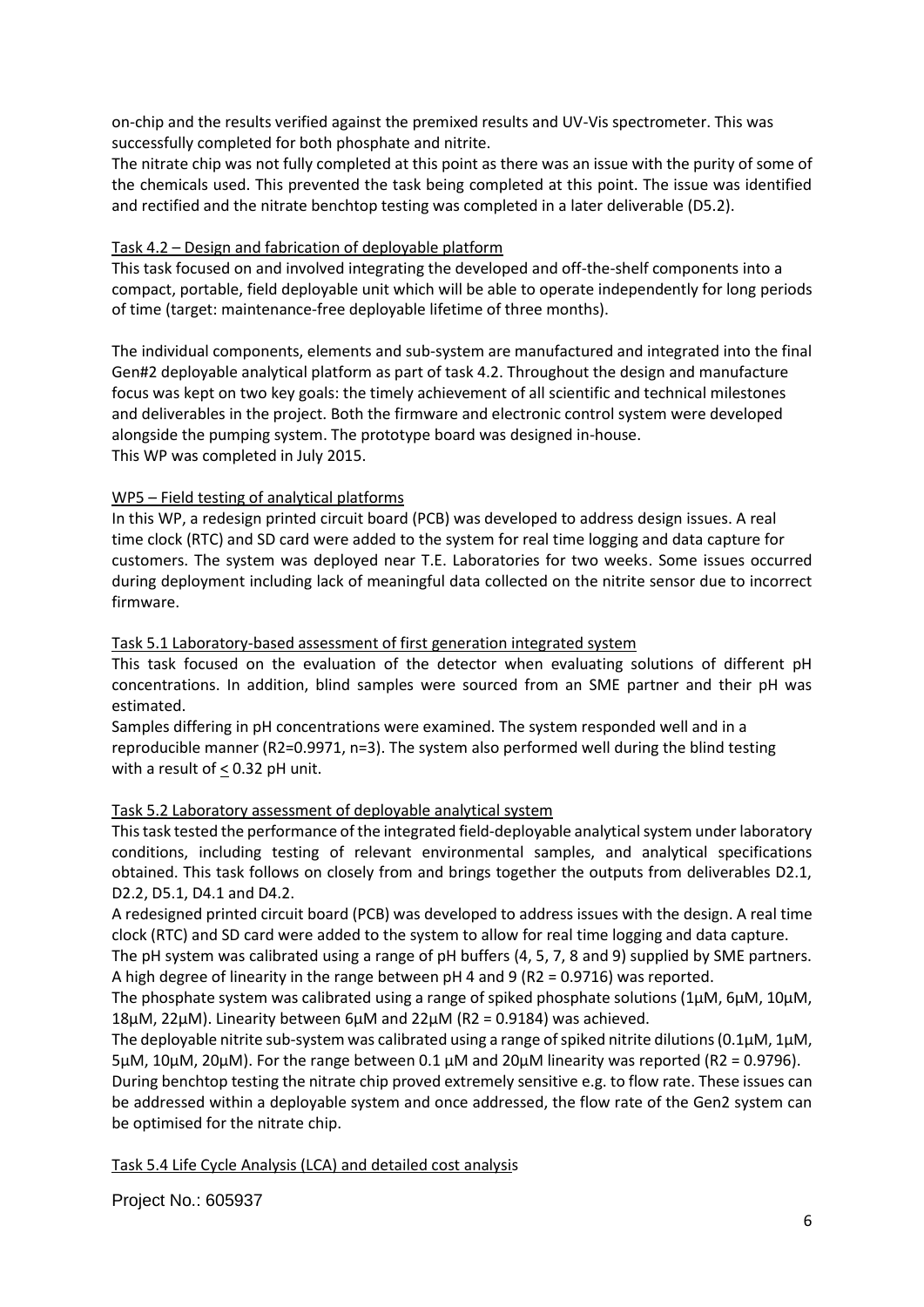on-chip and the results verified against the premixed results and UV-Vis spectrometer. This was successfully completed for both phosphate and nitrite.

The nitrate chip was not fully completed at this point as there was an issue with the purity of some of the chemicals used. This prevented the task being completed at this point. The issue was identified and rectified and the nitrate benchtop testing was completed in a later deliverable (D5.2).

Task 4.2 – Design and fabrication of deployable platform

This task focused on and involved integrating the developed and off-the-shelf components into a compact, portable, field deployable unit which will be able to operate independently for long periods of time (target: maintenance-free deployable lifetime of three months).

The individual components, elements and sub-system are manufactured and integrated into the final Gen#2 deployable analytical platform as part of task 4.2. Throughout the design and manufacture focus was kept on two key goals: the timely achievement of all scientific and technical milestones and deliverables in the project. Both the firmware and electronic control system were developed alongside the pumping system. The prototype board was designed in-house.

This WP was completed in July 2015.

WP5 – Field testing of analytical platforms

In this WP, a redesign printed circuit board (PCB) was developed to address design issues. A real time clock (RTC) and SD card were added to the system for real time logging and data capture for customers. The system was deployed near T.E. Laboratories for two weeks. Some issues occurred during deployment including lack of meaningful data collected on the nitrite sensor due to incorrect firmware.

Task 5.1 Laboratory-based assessment of first generation integrated system

This task focused on the evaluation of the detector when evaluating solutions of different pH concentrations. In addition, blind samples were sourced from an SME partner and their pH was estimated.

Samples differing in pH concentrations were examined. The system responded well and in a reproducible manner ($R2=0.9971$, $n=3$). The system also performed well during the blind testing with a result of $\leq$ 0.32 pH unit.

Task 5.2 Laboratory assessment of deployable analytical system

This task tested the performance of the integrated field-deployable analytical system under laboratory conditions, including testing of relevant environmental samples, and analytical specifications obtained. This task follows on closely from and brings together the outputs from deliverables D2.1, D2.2, D5.1, D4.1 and D4.2.

A redesigned printed circuit board (PCB) was developed to address issues with the design. A real time clock (RTC) and SD card were added to the system to allow for real time logging and data capture.

The pH system was calibrated using a range of pH buffers (4, 5, 7, 8 and 9) supplied by SME partners. A high degree of linearity in the range between pH 4 and 9 ($R2 = 0.9716$) was reported.

The phosphate system was calibrated using a range of spiked phosphate solutions (1µM, 6µM, 10µM, 18µM, 22µM). Linearity between 6µM and 22µM ($R2 = 0.9184$) was achieved.

The deployable nitrite sub-system was calibrated using a range of spiked nitrite dilutions (0.1µM, 1µM, 5µM, 10µM, 20µM). For the range between 0.1 µM and 20µM linearity was reported ($R2 = 0.9796$).

During benchtop testing the nitrate chip proved extremely sensitive e.g. to flow rate. These issues can be addressed within a deployable system and once addressed, the flow rate of the Gen2 system can be optimised for the nitrate chip.

Task 5.4 Life Cycle Analysis (LCA) and detailed cost analysis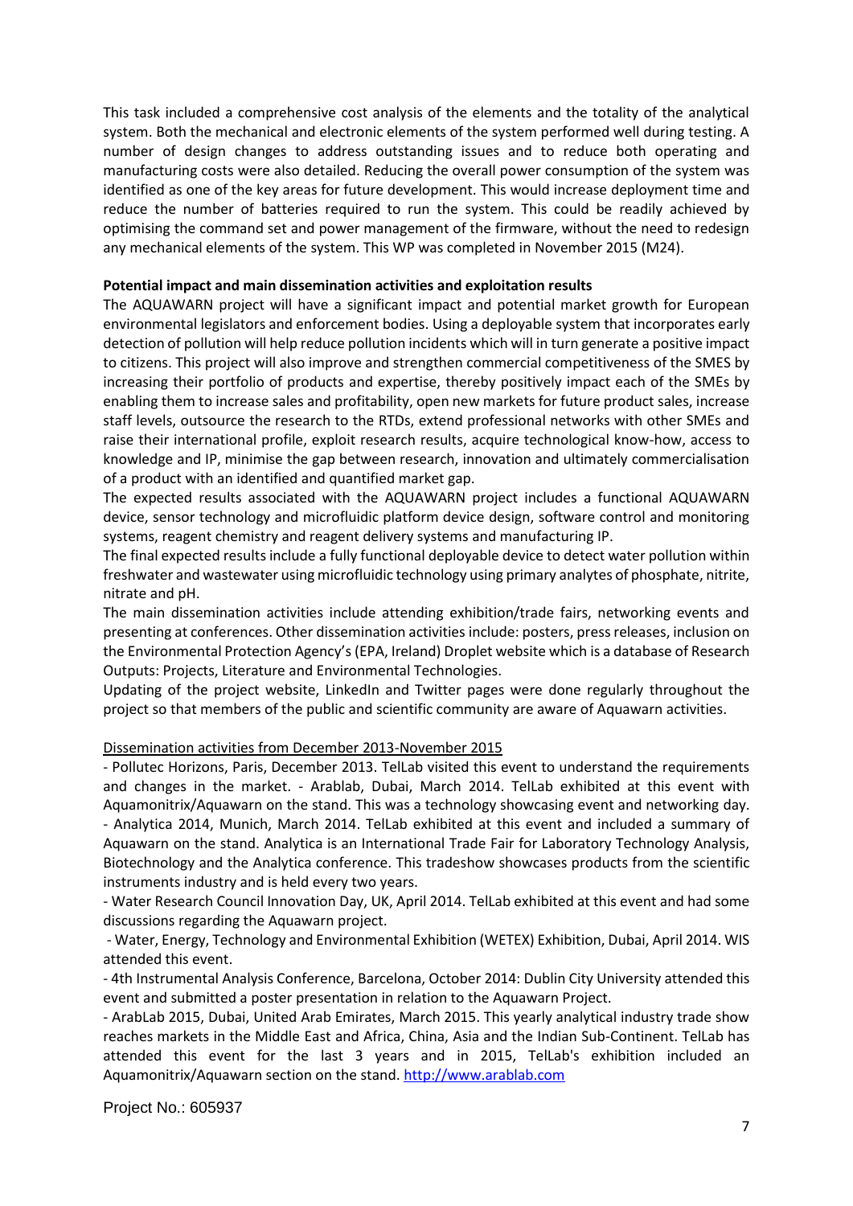This task included a comprehensive cost analysis of the elements and the totality of the analytical system. Both the mechanical and electronic elements of the system performed well during testing. A number of design changes to address outstanding issues and to reduce both operating and manufacturing costs were also detailed. Reducing the overall power consumption of the system was identified as one of the key areas for future development. This would increase deployment time and reduce the number of batteries required to run the system. This could be readily achieved by optimising the command set and power management of the firmware, without the need to redesign any mechanical elements of the system. This WP was completed in November 2015 (M24).

**Potential impact and main dissemination activities and exploitation results**

The AQUAWARN project will have a significant impact and potential market growth for European environmental legislators and enforcement bodies. Using a deployable system that incorporates early detection of pollution will help reduce pollution incidents which will in turn generate a positive impact to citizens. This project will also improve and strengthen commercial competitiveness of the SMES by increasing their portfolio of products and expertise, thereby positively impact each of the SMEs by enabling them to increase sales and profitability, open new markets for future product sales, increase staff levels, outsource the research to the RTDs, extend professional networks with other SMEs and raise their international profile, exploit research results, acquire technological know-how, access to knowledge and IP, minimise the gap between research, innovation and ultimately commercialisation of a product with an identified and quantified market gap.

The expected results associated with the AQUAWARN project includes a functional AQUAWARN device, sensor technology and microfluidic platform device design, software control and monitoring systems, reagent chemistry and reagent delivery systems and manufacturing IP.

The final expected results include a fully functional deployable device to detect water pollution within freshwater and wastewater using microfluidic technology using primary analytes of phosphate, nitrite, nitrate and pH.

The main dissemination activities include attending exhibition/trade fairs, networking events and presenting at conferences. Other dissemination activities include: posters, press releases, inclusion on the Environmental Protection Agency's (EPA, Ireland) Droplet website which is a database of Research Outputs: Projects, Literature and Environmental Technologies.

Updating of the project website, LinkedIn and Twitter pages were done regularly throughout the project so that members of the public and scientific community are aware of Aquawarn activities.

Dissemination activities from December 2013-November 2015

- Pollutec Horizons, Paris, December 2013. TelLab visited this event to understand the requirements and changes in the market. - Arablab, Dubai, March 2014. TelLab exhibited at this event with Aquamonitrix/Aquawarn on the stand. This was a technology showcasing event and networking day.
- Analytica 2014, Munich, March 2014. TelLab exhibited at this event and included a summary of Aquawarn on the stand. Analytica is an International Trade Fair for Laboratory Technology Analysis, Biotechnology and the Analytica conference. This tradeshow showcases products from the scientific instruments industry and is held every two years.
- Water Research Council Innovation Day, UK, April 2014. TelLab exhibited at this event and had some discussions regarding the Aquawarn project.
- Water, Energy, Technology and Environmental Exhibition (WETEX) Exhibition, Dubai, April 2014. WIS attended this event.
- 4th Instrumental Analysis Conference, Barcelona, October 2014: Dublin City University attended this event and submitted a poster presentation in relation to the Aquawarn Project.
- ArabLab 2015, Dubai, United Arab Emirates, March 2015. This yearly analytical industry trade show reaches markets in the Middle East and Africa, China, Asia and the Indian Sub-Continent. TelLab has attended this event for the last 3 years and in 2015, TelLab's exhibition included an Aquamonitrix/Aquawarn section on the stand. http://www.arablab.com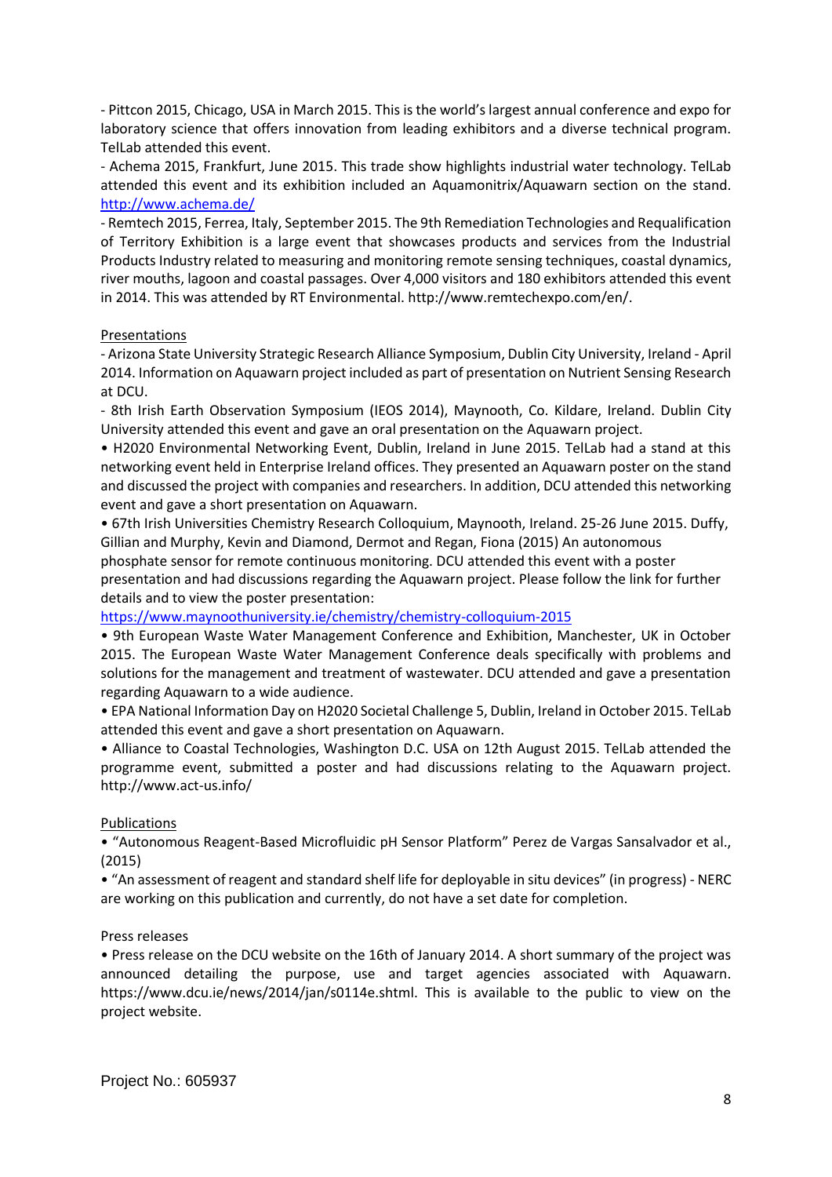- Pittcon 2015, Chicago, USA in March 2015. This is the world's largest annual conference and expo for laboratory science that offers innovation from leading exhibitors and a diverse technical program. TelLab attended this event.

- Achema 2015, Frankfurt, June 2015. This trade show highlights industrial water technology. TelLab attended this event and its exhibition included an Aquamonitrix/Aquawarn section on the stand. http://www.achema.de/

- Remtech 2015, Ferrea, Italy, September 2015. The 9th Remediation Technologies and Requalification of Territory Exhibition is a large event that showcases products and services from the Industrial Products Industry related to measuring and monitoring remote sensing techniques, coastal dynamics, river mouths, lagoon and coastal passages. Over 4,000 visitors and 180 exhibitors attended this event in 2014. This was attended by RT Environmental. http://www.remtechexpo.com/en/.

<u>Presentations</u>

- Arizona State University Strategic Research Alliance Symposium, Dublin City University, Ireland - April 2014. Information on Aquawarn project included as part of presentation on Nutrient Sensing Research at DCU.

- 8th Irish Earth Observation Symposium (IEOS 2014), Maynooth, Co. Kildare, Ireland. Dublin City University attended this event and gave an oral presentation on the Aquawarn project.

• H2020 Environmental Networking Event, Dublin, Ireland in June 2015. TelLab had a stand at this networking event held in Enterprise Ireland offices. They presented an Aquawarn poster on the stand and discussed the project with companies and researchers. In addition, DCU attended this networking event and gave a short presentation on Aquawarn.

• 67th Irish Universities Chemistry Research Colloquium, Maynooth, Ireland. 25-26 June 2015. Duffy, Gillian and Murphy, Kevin and Diamond, Dermot and Regan, Fiona (2015) An autonomous phosphate sensor for remote continuous monitoring. DCU attended this event with a poster presentation and had discussions regarding the Aquawarn project. Please follow the link for further details and to view the poster presentation:
https://www.maynoothuniversity.ie/chemistry/chemistry-colloquium-2015

• 9th European Waste Water Management Conference and Exhibition, Manchester, UK in October 2015. The European Waste Water Management Conference deals specifically with problems and solutions for the management and treatment of wastewater. DCU attended and gave a presentation regarding Aquawarn to a wide audience.

• EPA National Information Day on H2020 Societal Challenge 5, Dublin, Ireland in October 2015. TelLab attended this event and gave a short presentation on Aquawarn.

• Alliance to Coastal Technologies, Washington D.C. USA on 12th August 2015. TelLab attended the programme event, submitted a poster and had discussions relating to the Aquawarn project. http://www.act-us.info/

<u>Publications</u>

• "Autonomous Reagent-Based Microfluidic pH Sensor Platform" Perez de Vargas Sansalvador et al., (2015)

• "An assessment of reagent and standard shelf life for deployable in situ devices" (in progress) - NERC are working on this publication and currently, do not have a set date for completion.

Press releases

• Press release on the DCU website on the 16th of January 2014. A short summary of the project was announced detailing the purpose, use and target agencies associated with Aquawarn. https://www.dcu.ie/news/2014/jan/s0114e.shtml. This is available to the public to view on the project website.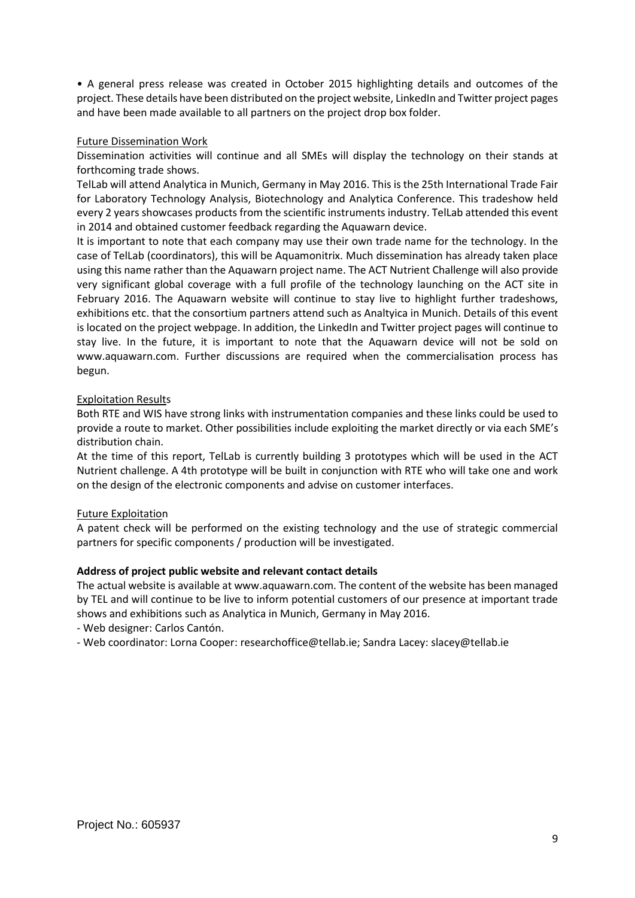• A general press release was created in October 2015 highlighting details and outcomes of the project. These details have been distributed on the project website, LinkedIn and Twitter project pages and have been made available to all partners on the project drop box folder.

Future Dissemination Work

Dissemination activities will continue and all SMEs will display the technology on their stands at forthcoming trade shows.

TelLab will attend Analytica in Munich, Germany in May 2016. This is the 25th International Trade Fair for Laboratory Technology Analysis, Biotechnology and Analytica Conference. This tradeshow held every 2 years showcases products from the scientific instruments industry. TelLab attended this event in 2014 and obtained customer feedback regarding the Aquawarn device.

It is important to note that each company may use their own trade name for the technology. In the case of TelLab (coordinators), this will be Aquamonitrix. Much dissemination has already taken place using this name rather than the Aquawarn project name. The ACT Nutrient Challenge will also provide very significant global coverage with a full profile of the technology launching on the ACT site in February 2016. The Aquawarn website will continue to stay live to highlight further tradeshows, exhibitions etc. that the consortium partners attend such as Analtyica in Munich. Details of this event is located on the project webpage. In addition, the LinkedIn and Twitter project pages will continue to stay live. In the future, it is important to note that the Aquawarn device will not be sold on www.aquawarn.com. Further discussions are required when the commercialisation process has begun.

Exploitation Results

Both RTE and WIS have strong links with instrumentation companies and these links could be used to provide a route to market. Other possibilities include exploiting the market directly or via each SME's distribution chain.

At the time of this report, TelLab is currently building 3 prototypes which will be used in the ACT Nutrient challenge. A 4th prototype will be built in conjunction with RTE who will take one and work on the design of the electronic components and advise on customer interfaces.

Future Exploitation

A patent check will be performed on the existing technology and the use of strategic commercial partners for specific components / production will be investigated.

**Address of project public website and relevant contact details**

The actual website is available at www.aquawarn.com. The content of the website has been managed by TEL and will continue to be live to inform potential customers of our presence at important trade shows and exhibitions such as Analytica in Munich, Germany in May 2016.

- Web designer: Carlos Cantón.
- Web coordinator: Lorna Cooper: researchoffice@tellab.ie; Sandra Lacey: slacey@tellab.ie

Project No.: 605937